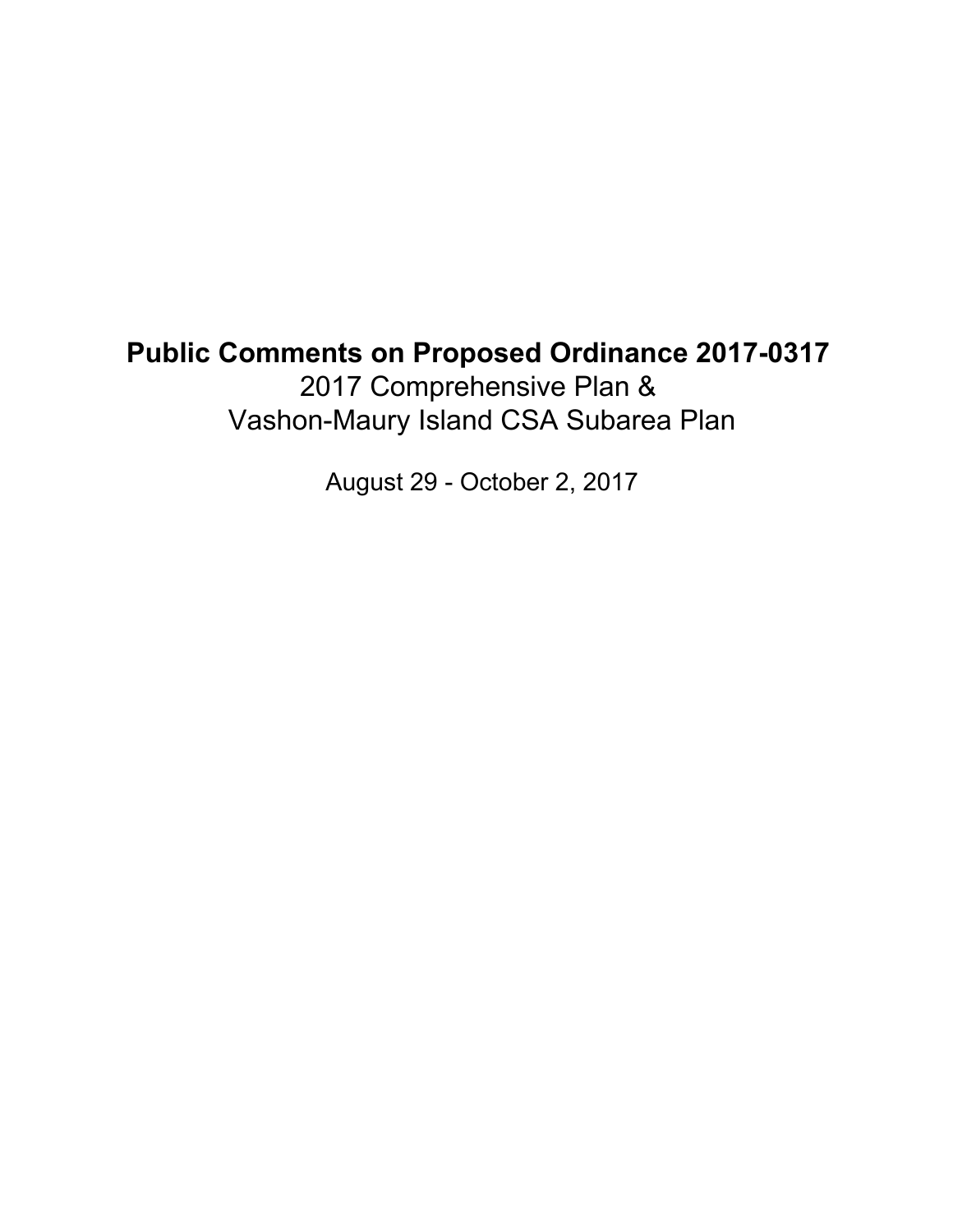# Public Comments on Proposed Ordinance 2017-0317

2017 Comprehensive Plan &
Vashon-Maury Island CSA Subarea Plan

August 29 - October 2, 2017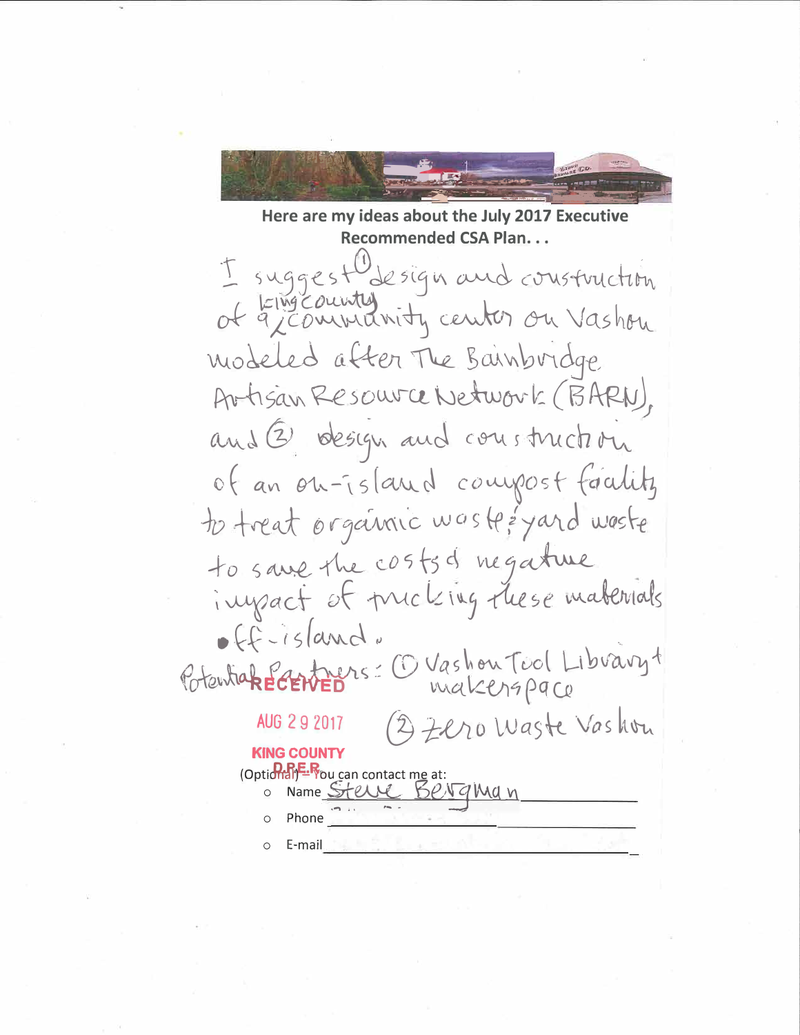**Here are my ideas about the July 2017 Executive Recommended CSA Plan. . .**

I suggest (1) design and construction of a King County community center on Vashon modeled after The Bainbridge Artisan Resource Network (BARN), and (2) design and construction of an on-island compost facility to treat organic waste & yard waste to save the costs & negative impact of trucking these materials off-island.

Potential Partners: (1) Vashon Tool Library + makerspace

(2) Zero Waste Vashon

RECEIVED

AUG 29 2017

KING COUNTY
D.P.E.R

(Optional) – You can contact me at:

- Name Steve Bergman
- Phone
- E-mail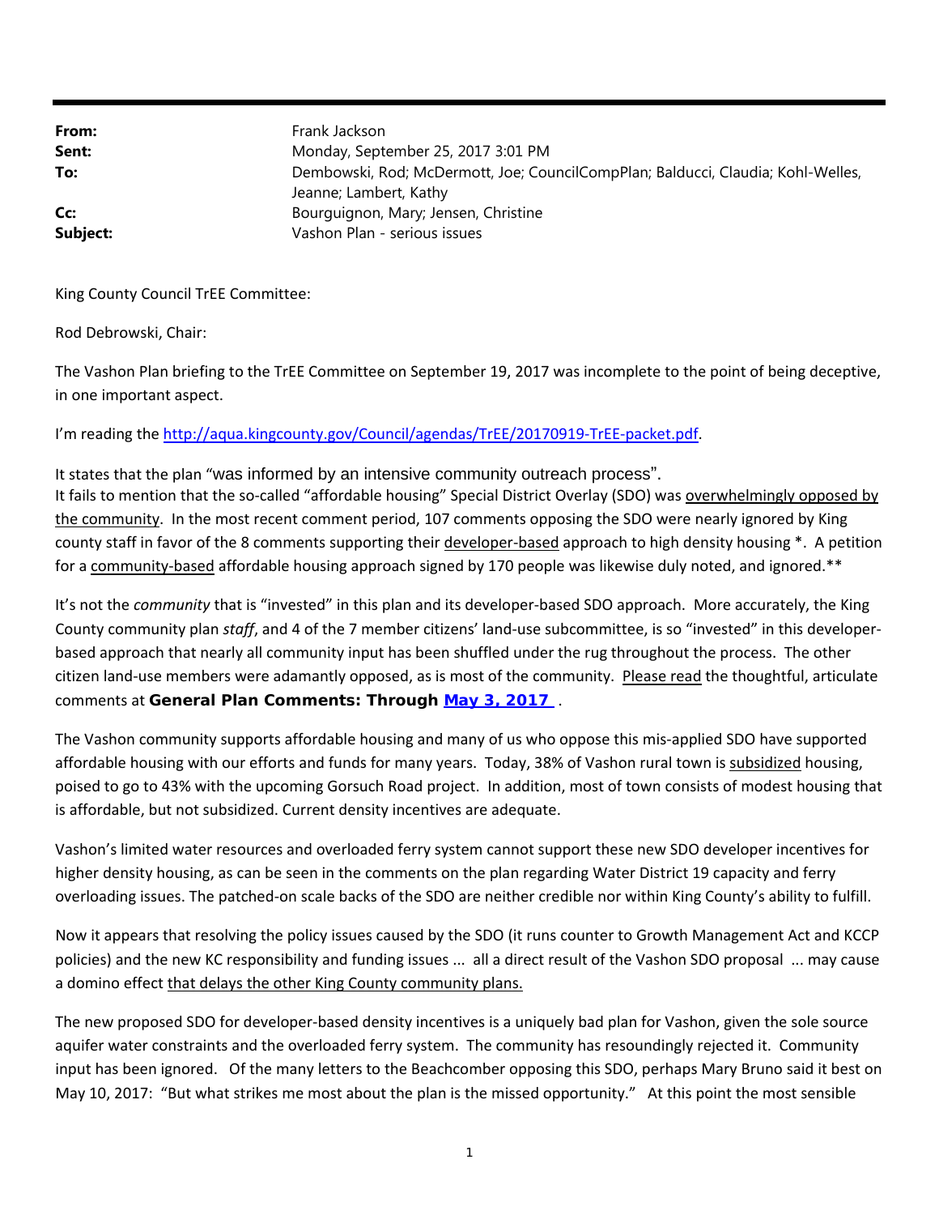| | |
|---|---|
| **From:** | Frank Jackson |
| **Sent:** | Monday, September 25, 2017 3:01 PM |
| **To:** | Dembowski, Rod; McDermott, Joe; CouncilCompPlan; Balducci, Claudia; Kohl-Welles, Jeanne; Lambert, Kathy |
| **Cc:** | Bourguignon, Mary; Jensen, Christine |
| **Subject:** | Vashon Plan - serious issues |

King County Council TrEE Committee:

Rod Debrowski, Chair:

The Vashon Plan briefing to the TrEE Committee on September 19, 2017 was incomplete to the point of being deceptive, in one important aspect.

I'm reading the [http://aqua.kingcounty.gov/Council/agendas/TrEE/20170919-TrEE-packet.pdf](http://aqua.kingcounty.gov/Council/agendas/TrEE/20170919-TrEE-packet.pdf).

It states that the plan "was informed by an intensive community outreach process".
It fails to mention that the so-called "affordable housing" Special District Overlay (SDO) was <u>overwhelmingly opposed by the community</u>. In the most recent comment period, 107 comments opposing the SDO were nearly ignored by King county staff in favor of the 8 comments supporting their <u>developer-based</u> approach to high density housing *. A petition for a <u>community-based</u> affordable housing approach signed by 170 people was likewise duly noted, and ignored.**

It's not the *community* that is "invested" in this plan and its developer-based SDO approach. More accurately, the King County community plan *staff*, and 4 of the 7 member citizens' land-use subcommittee, is so "invested" in this developer-based approach that nearly all community input has been shuffled under the rug throughout the process. The other citizen land-use members were adamantly opposed, as is most of the community. <u>Please read</u> the thoughtful, articulate comments at **General Plan Comments: Through [May 3, 2017](#)** .

The Vashon community supports affordable housing and many of us who oppose this mis-applied SDO have supported affordable housing with our efforts and funds for many years. Today, 38% of Vashon rural town is <u>subsidized</u> housing, poised to go to 43% with the upcoming Gorsuch Road project. In addition, most of town consists of modest housing that is affordable, but not subsidized. Current density incentives are adequate.

Vashon's limited water resources and overloaded ferry system cannot support these new SDO developer incentives for higher density housing, as can be seen in the comments on the plan regarding Water District 19 capacity and ferry overloading issues. The patched-on scale backs of the SDO are neither credible nor within King County's ability to fulfill.

Now it appears that resolving the policy issues caused by the SDO (it runs counter to Growth Management Act and KCCP policies) and the new KC responsibility and funding issues ... all a direct result of the Vashon SDO proposal ... may cause a domino effect <u>that delays the other King County community plans.</u>

The new proposed SDO for developer-based density incentives is a uniquely bad plan for Vashon, given the sole source aquifer water constraints and the overloaded ferry system. The community has resoundingly rejected it. Community input has been ignored. Of the many letters to the Beachcomber opposing this SDO, perhaps Mary Bruno said it best on May 10, 2017: "But what strikes me most about the plan is the missed opportunity." At this point the most sensible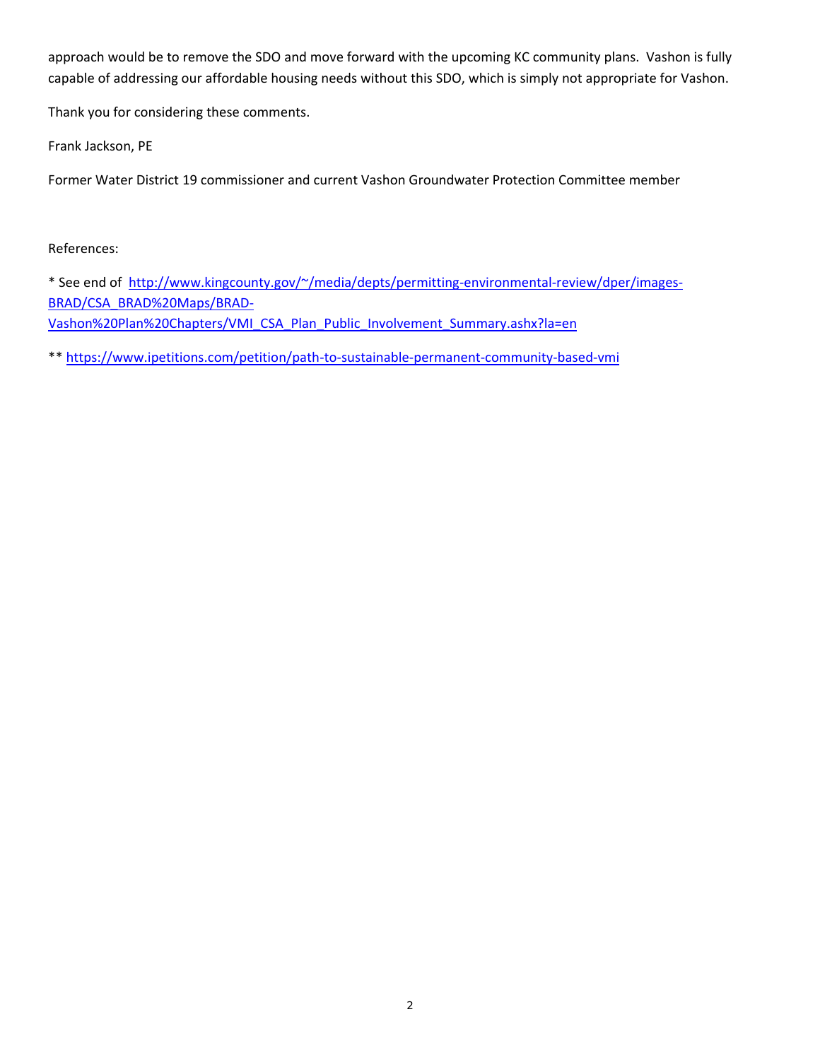approach would be to remove the SDO and move forward with the upcoming KC community plans. Vashon is fully capable of addressing our affordable housing needs without this SDO, which is simply not appropriate for Vashon.

Thank you for considering these comments.

Frank Jackson, PE

Former Water District 19 commissioner and current Vashon Groundwater Protection Committee member

References:

* See end of [http://www.kingcounty.gov/~/media/depts/permitting-environmental-review/dper/images-BRAD/CSA_BRAD%20Maps/BRAD-Vashon%20Plan%20Chapters/VMI_CSA_Plan_Public_Involvement_Summary.ashx?la=en](http://www.kingcounty.gov/~/media/depts/permitting-environmental-review/dper/images-BRAD/CSA_BRAD%20Maps/BRAD-Vashon%20Plan%20Chapters/VMI_CSA_Plan_Public_Involvement_Summary.ashx?la=en)

** [https://www.ipetitions.com/petition/path-to-sustainable-permanent-community-based-vmi](https://www.ipetitions.com/petition/path-to-sustainable-permanent-community-based-vmi)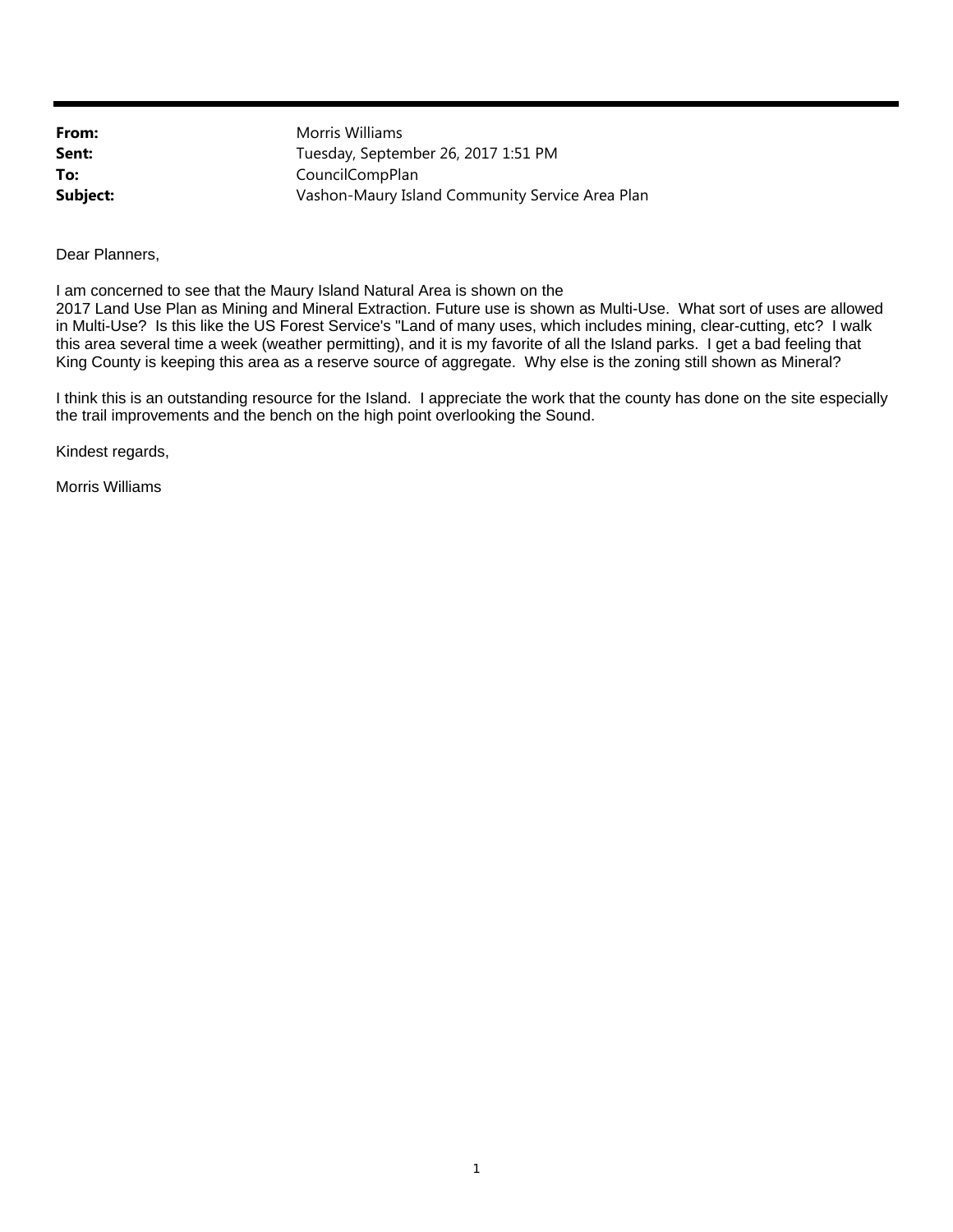**From:** Morris Williams
**Sent:** Tuesday, September 26, 2017 1:51 PM
**To:** CouncilCompPlan
**Subject:** Vashon-Maury Island Community Service Area Plan

Dear Planners,

I am concerned to see that the Maury Island Natural Area is shown on the 2017 Land Use Plan as Mining and Mineral Extraction. Future use is shown as Multi-Use. What sort of uses are allowed in Multi-Use? Is this like the US Forest Service's "Land of many uses, which includes mining, clear-cutting, etc? I walk this area several time a week (weather permitting), and it is my favorite of all the Island parks. I get a bad feeling that King County is keeping this area as a reserve source of aggregate. Why else is the zoning still shown as Mineral?

I think this is an outstanding resource for the Island. I appreciate the work that the county has done on the site especially the trail improvements and the bench on the high point overlooking the Sound.

Kindest regards,

Morris Williams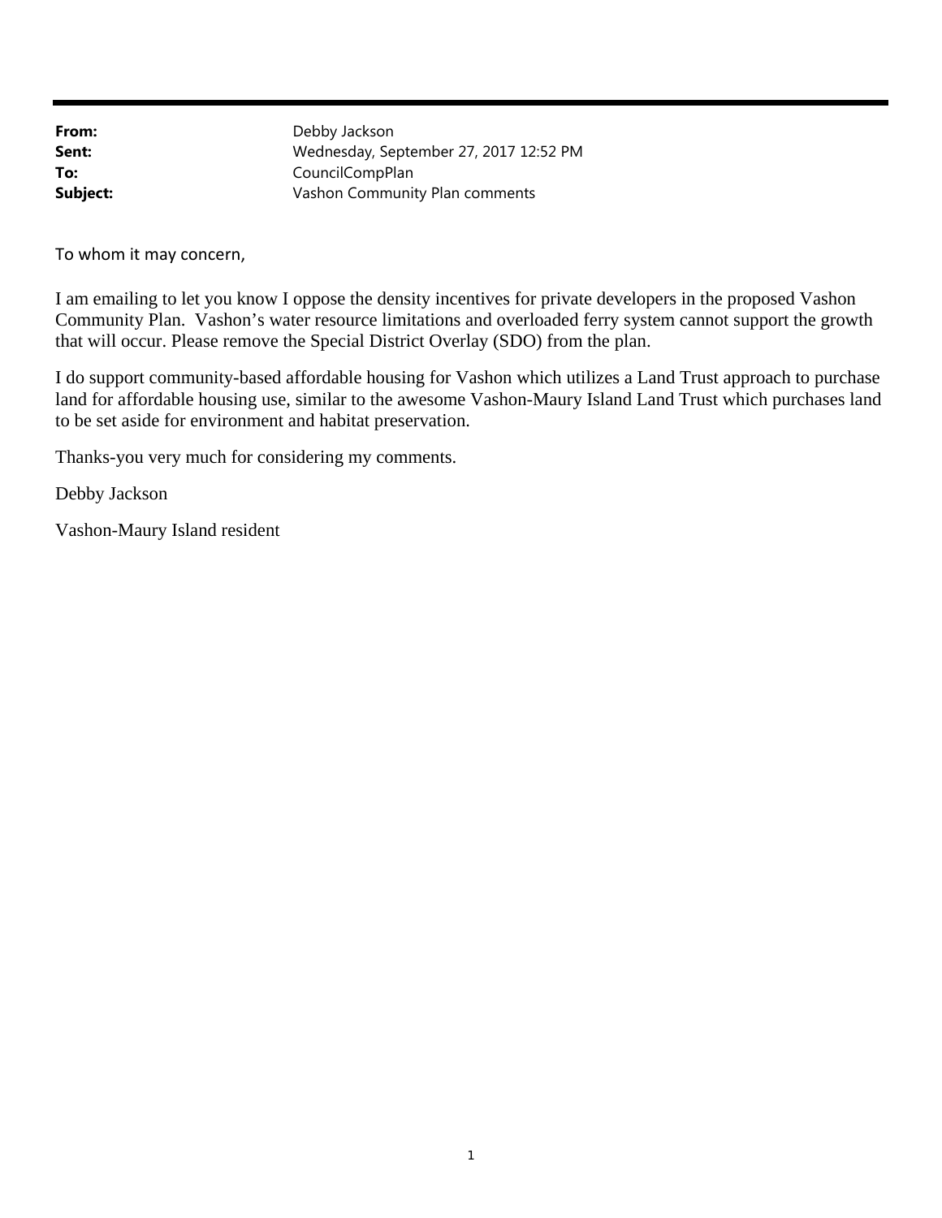**From:** Debby Jackson
**Sent:** Wednesday, September 27, 2017 12:52 PM
**To:** CouncilCompPlan
**Subject:** Vashon Community Plan comments

To whom it may concern,

I am emailing to let you know I oppose the density incentives for private developers in the proposed Vashon Community Plan. Vashon's water resource limitations and overloaded ferry system cannot support the growth that will occur. Please remove the Special District Overlay (SDO) from the plan.

I do support community-based affordable housing for Vashon which utilizes a Land Trust approach to purchase land for affordable housing use, similar to the awesome Vashon-Maury Island Land Trust which purchases land to be set aside for environment and habitat preservation.

Thanks-you very much for considering my comments.

Debby Jackson

Vashon-Maury Island resident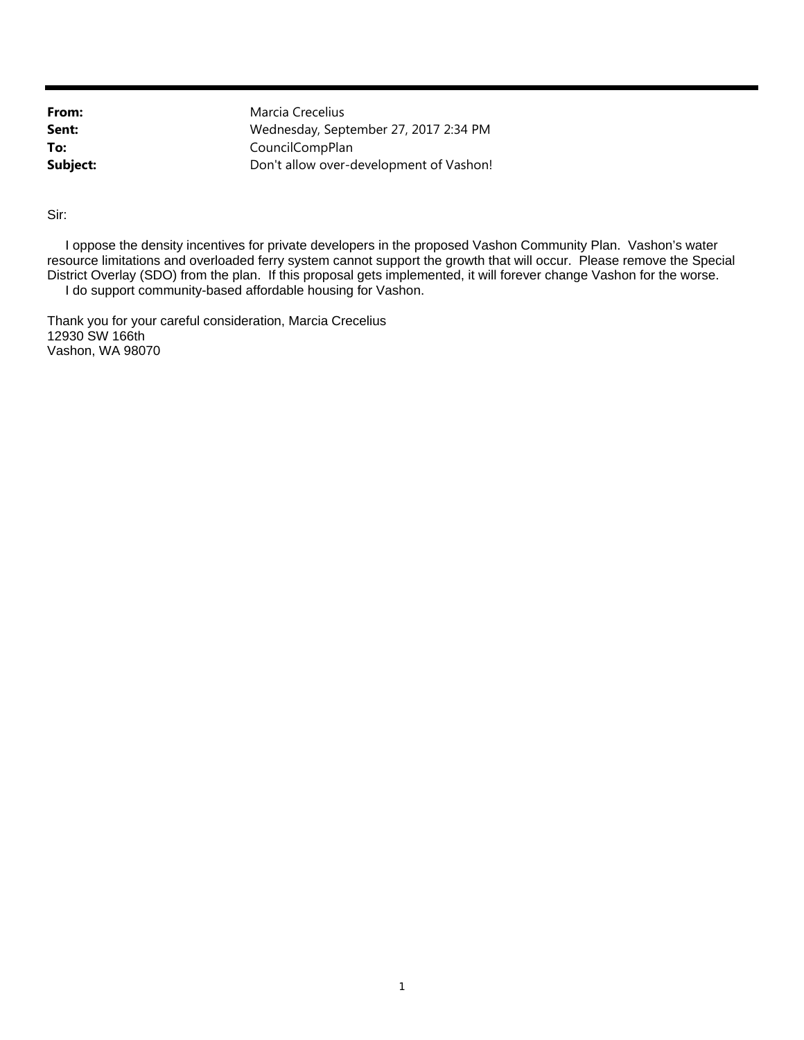**From:** Marcia Crecelius
**Sent:** Wednesday, September 27, 2017 2:34 PM
**To:** CouncilCompPlan
**Subject:** Don't allow over-development of Vashon!

Sir:

I oppose the density incentives for private developers in the proposed Vashon Community Plan. Vashon's water resource limitations and overloaded ferry system cannot support the growth that will occur. Please remove the Special District Overlay (SDO) from the plan. If this proposal gets implemented, it will forever change Vashon for the worse.
I do support community-based affordable housing for Vashon.

Thank you for your careful consideration, Marcia Crecelius
12930 SW 166th
Vashon, WA 98070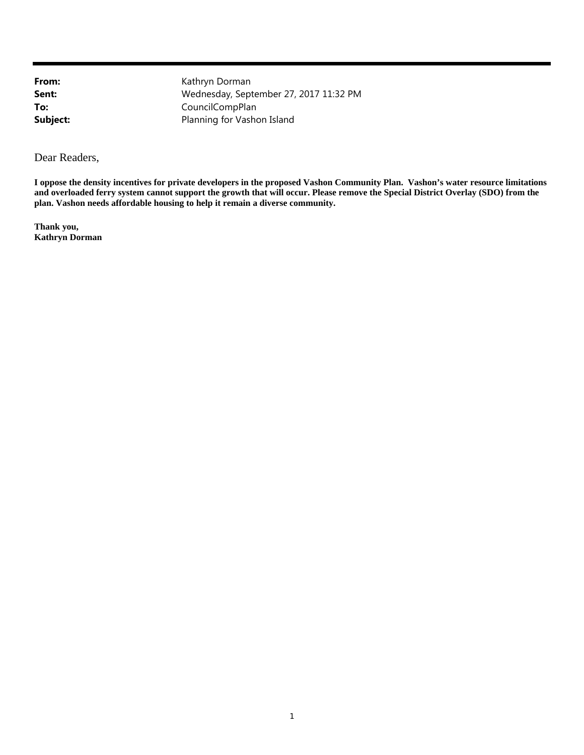**From:** Kathryn Dorman  
**Sent:** Wednesday, September 27, 2017 11:32 PM  
**To:** CouncilCompPlan  
**Subject:** Planning for Vashon Island

Dear Readers,

**I oppose the density incentives for private developers in the proposed Vashon Community Plan. Vashon's water resource limitations and overloaded ferry system cannot support the growth that will occur. Please remove the Special District Overlay (SDO) from the plan. Vashon needs affordable housing to help it remain a diverse community.**

**Thank you,**  
**Kathryn Dorman**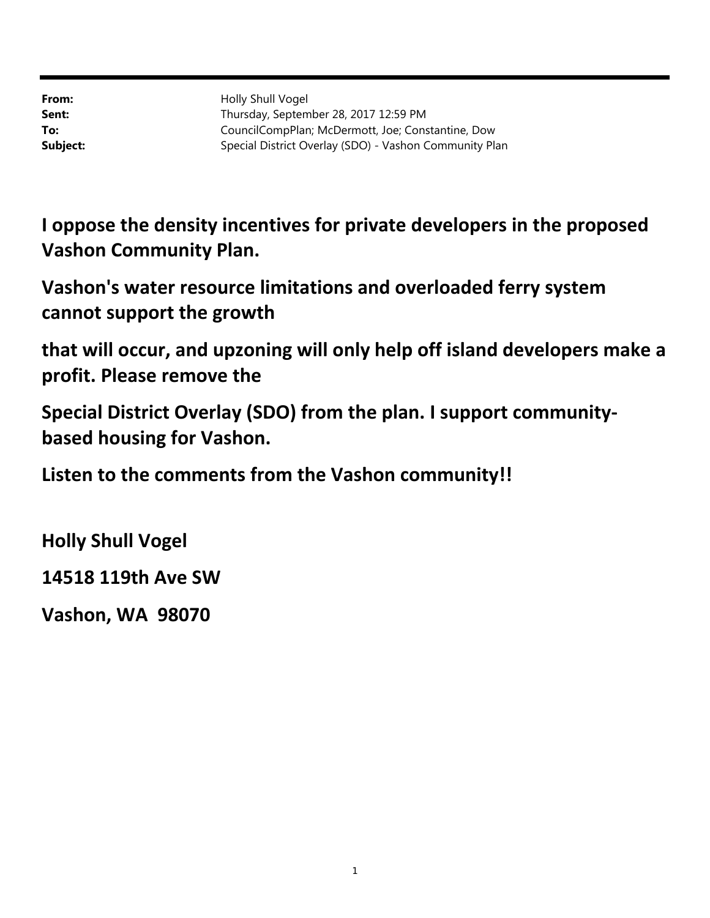**From:** Holly Shull Vogel
**Sent:** Thursday, September 28, 2017 12:59 PM
**To:** CouncilCompPlan; McDermott, Joe; Constantine, Dow
**Subject:** Special District Overlay (SDO) - Vashon Community Plan

**I oppose the density incentives for private developers in the proposed Vashon Community Plan.**

**Vashon's water resource limitations and overloaded ferry system cannot support the growth**

**that will occur, and upzoning will only help off island developers make a profit. Please remove the**

**Special District Overlay (SDO) from the plan. I support community-based housing for Vashon.**

**Listen to the comments from the Vashon community!!**

**Holly Shull Vogel**

**14518 119th Ave SW**

**Vashon, WA 98070**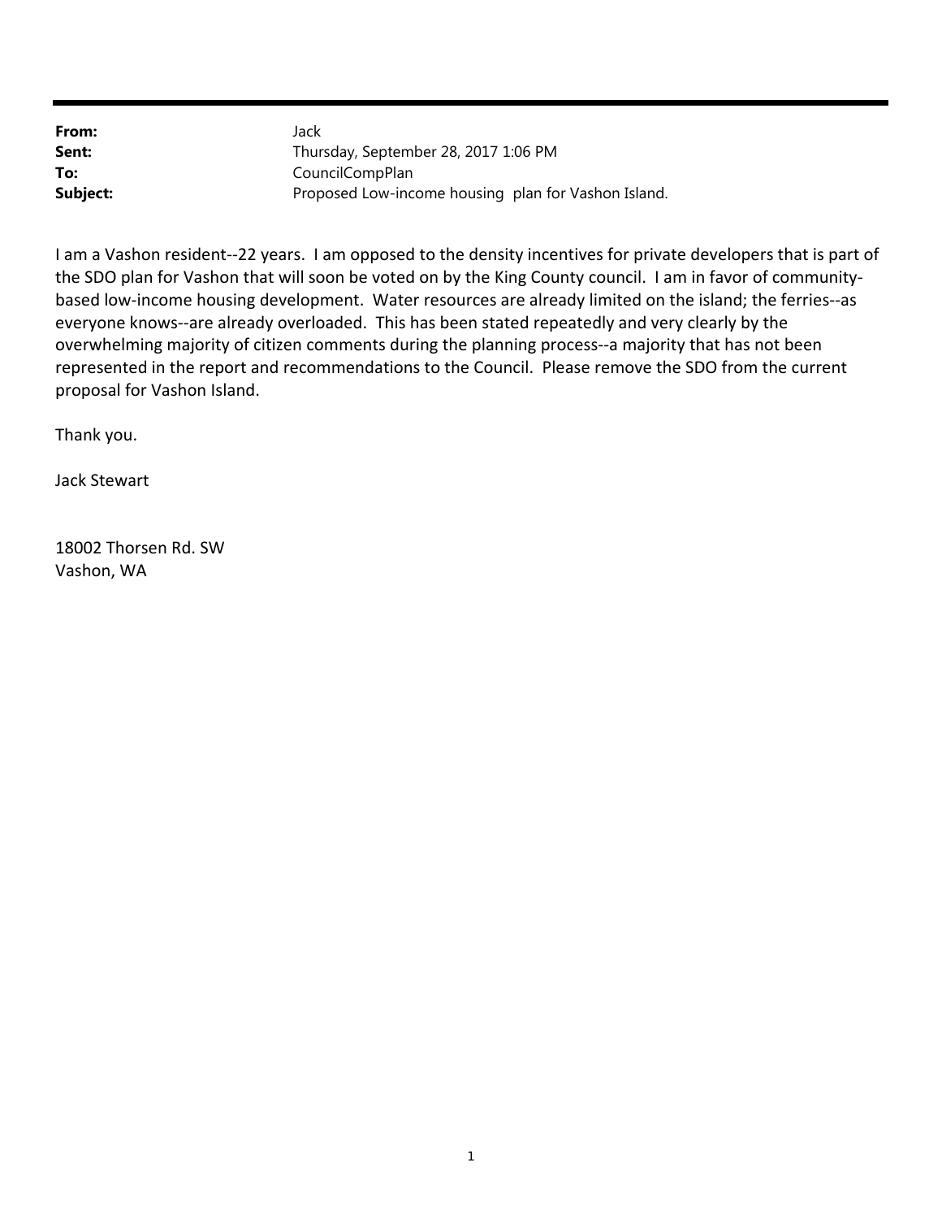**From:** Jack
**Sent:** Thursday, September 28, 2017 1:06 PM
**To:** CouncilCompPlan
**Subject:** Proposed Low-income housing plan for Vashon Island.

I am a Vashon resident--22 years. I am opposed to the density incentives for private developers that is part of the SDO plan for Vashon that will soon be voted on by the King County council. I am in favor of community-based low-income housing development. Water resources are already limited on the island; the ferries--as everyone knows--are already overloaded. This has been stated repeatedly and very clearly by the overwhelming majority of citizen comments during the planning process--a majority that has not been represented in the report and recommendations to the Council. Please remove the SDO from the current proposal for Vashon Island.

Thank you.

Jack Stewart

18002 Thorsen Rd. SW
Vashon, WA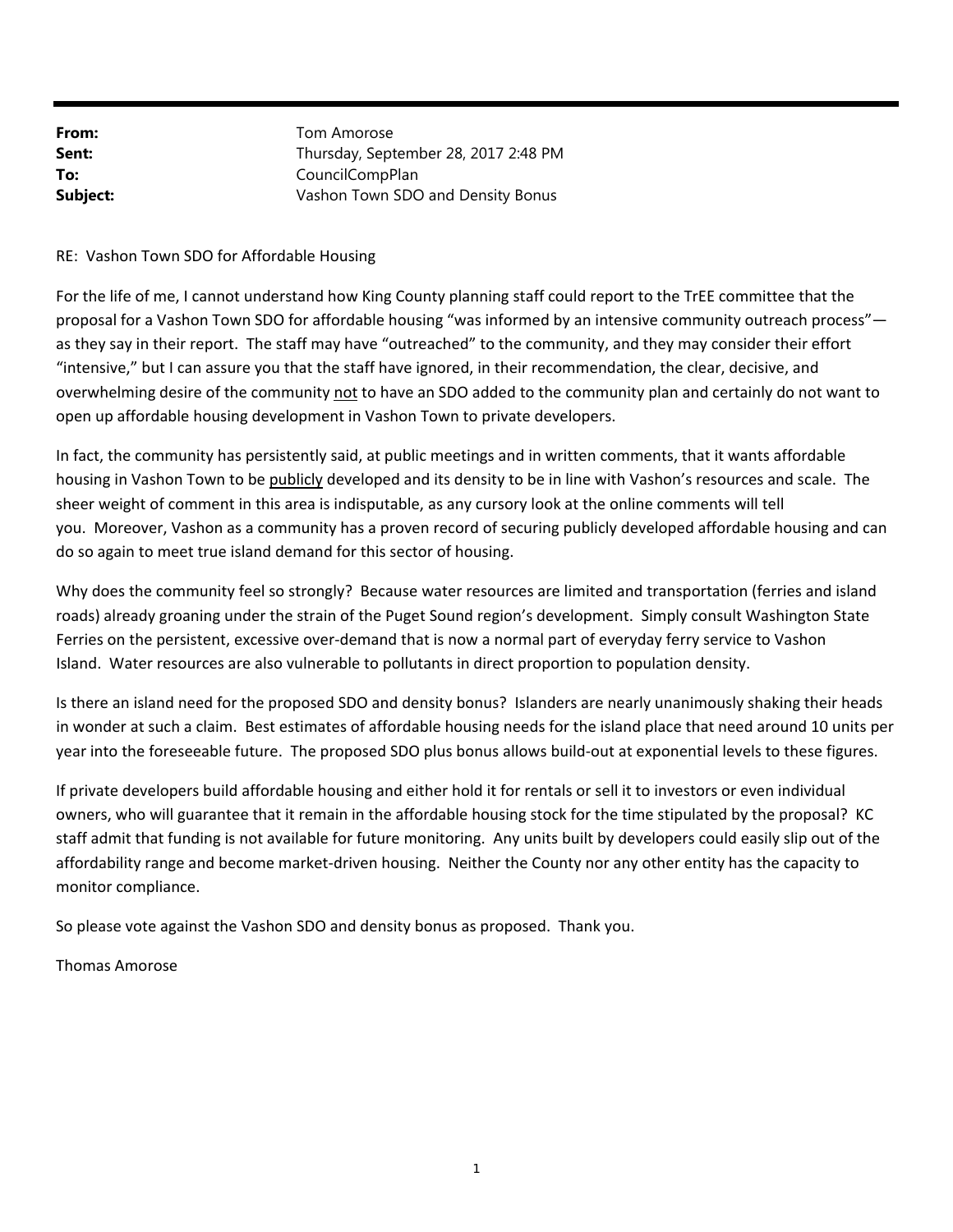**From:** Tom Amorose
**Sent:** Thursday, September 28, 2017 2:48 PM
**To:** CouncilCompPlan
**Subject:** Vashon Town SDO and Density Bonus

RE: Vashon Town SDO for Affordable Housing

For the life of me, I cannot understand how King County planning staff could report to the TrEE committee that the proposal for a Vashon Town SDO for affordable housing "was informed by an intensive community outreach process"—as they say in their report. The staff may have "outreached" to the community, and they may consider their effort "intensive," but I can assure you that the staff have ignored, in their recommendation, the clear, decisive, and overwhelming desire of the community <u>not</u> to have an SDO added to the community plan and certainly do not want to open up affordable housing development in Vashon Town to private developers.

In fact, the community has persistently said, at public meetings and in written comments, that it wants affordable housing in Vashon Town to be <u>publicly</u> developed and its density to be in line with Vashon's resources and scale. The sheer weight of comment in this area is indisputable, as any cursory look at the online comments will tell you. Moreover, Vashon as a community has a proven record of securing publicly developed affordable housing and can do so again to meet true island demand for this sector of housing.

Why does the community feel so strongly? Because water resources are limited and transportation (ferries and island roads) already groaning under the strain of the Puget Sound region's development. Simply consult Washington State Ferries on the persistent, excessive over-demand that is now a normal part of everyday ferry service to Vashon Island. Water resources are also vulnerable to pollutants in direct proportion to population density.

Is there an island need for the proposed SDO and density bonus? Islanders are nearly unanimously shaking their heads in wonder at such a claim. Best estimates of affordable housing needs for the island place that need around 10 units per year into the foreseeable future. The proposed SDO plus bonus allows build-out at exponential levels to these figures.

If private developers build affordable housing and either hold it for rentals or sell it to investors or even individual owners, who will guarantee that it remain in the affordable housing stock for the time stipulated by the proposal? KC staff admit that funding is not available for future monitoring. Any units built by developers could easily slip out of the affordability range and become market-driven housing. Neither the County nor any other entity has the capacity to monitor compliance.

So please vote against the Vashon SDO and density bonus as proposed. Thank you.

Thomas Amorose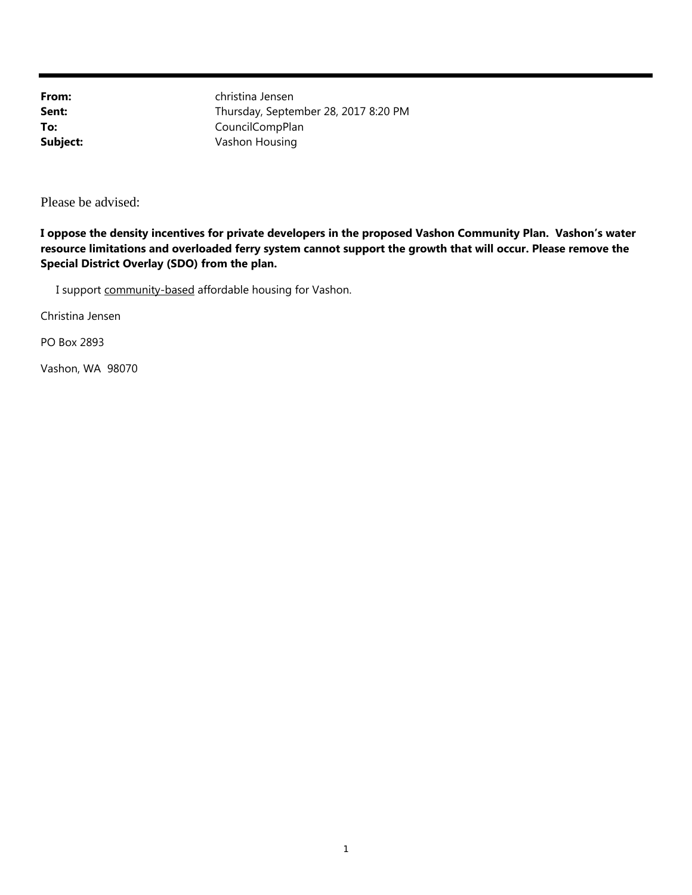**From:** christina Jensen
**Sent:** Thursday, September 28, 2017 8:20 PM
**To:** CouncilCompPlan
**Subject:** Vashon Housing

Please be advised:

**I oppose the density incentives for private developers in the proposed Vashon Community Plan. Vashon's water resource limitations and overloaded ferry system cannot support the growth that will occur. Please remove the Special District Overlay (SDO) from the plan.**

I support <u>community-based</u> affordable housing for Vashon.

Christina Jensen

PO Box 2893

Vashon, WA 98070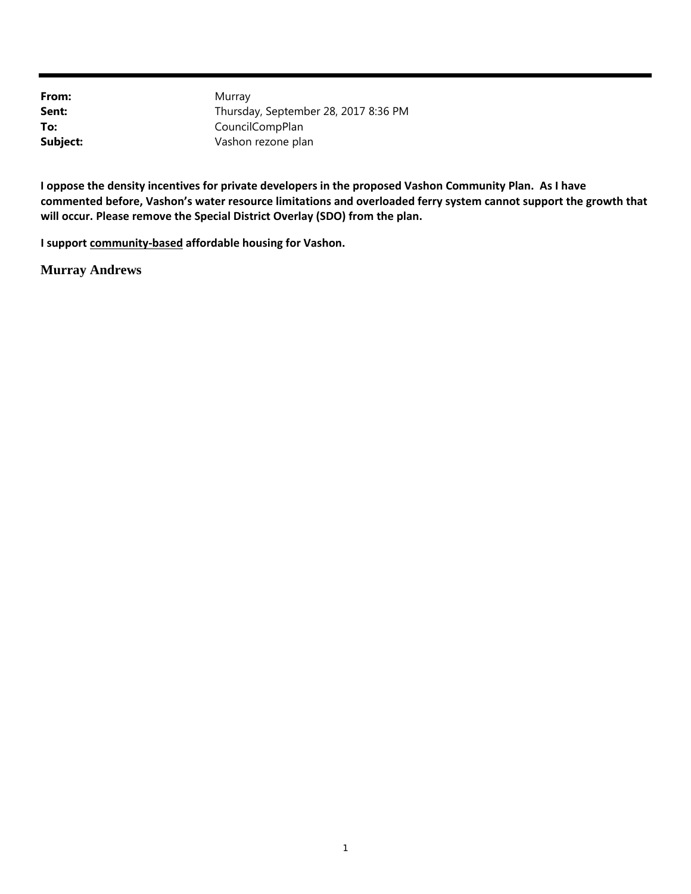**From:** Murray
**Sent:** Thursday, September 28, 2017 8:36 PM
**To:** CouncilCompPlan
**Subject:** Vashon rezone plan

**I oppose the density incentives for private developers in the proposed Vashon Community Plan. As I have commented before, Vashon's water resource limitations and overloaded ferry system cannot support the growth that will occur. Please remove the Special District Overlay (SDO) from the plan.**

**I support <u>community-based</u> affordable housing for Vashon.**

**Murray Andrews**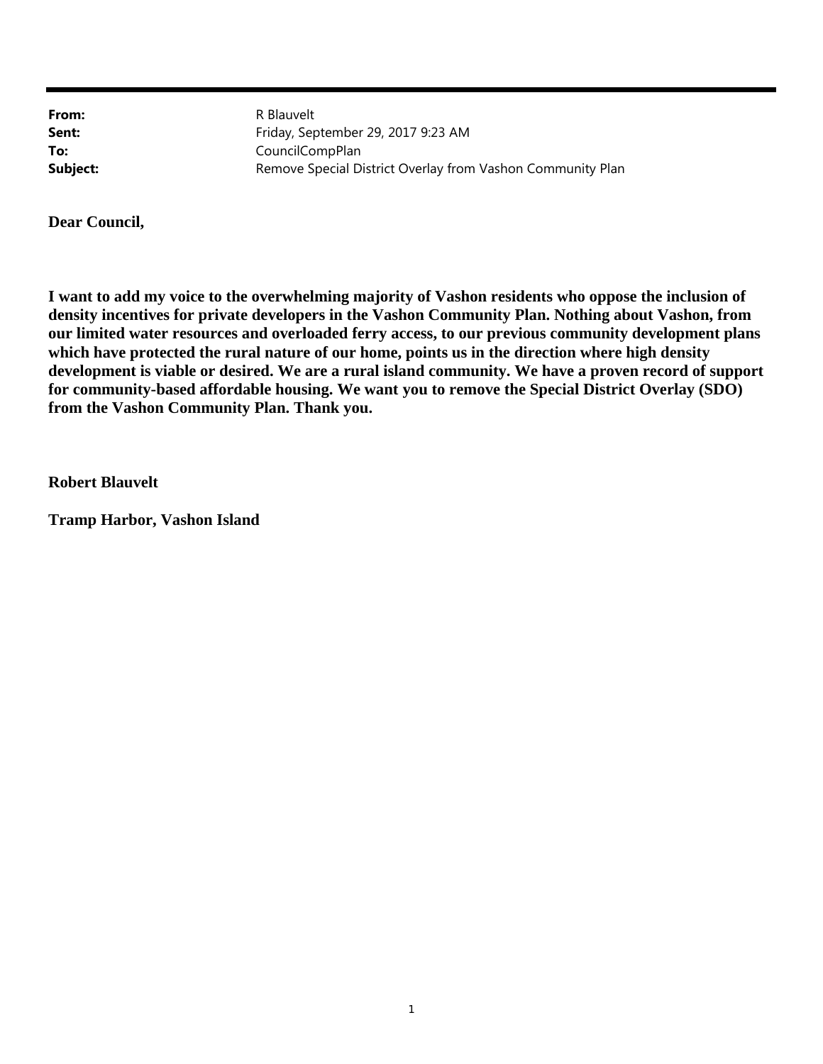**From:** R Blauvelt
**Sent:** Friday, September 29, 2017 9:23 AM
**To:** CouncilCompPlan
**Subject:** Remove Special District Overlay from Vashon Community Plan

**Dear Council,**

**I want to add my voice to the overwhelming majority of Vashon residents who oppose the inclusion of density incentives for private developers in the Vashon Community Plan. Nothing about Vashon, from our limited water resources and overloaded ferry access, to our previous community development plans which have protected the rural nature of our home, points us in the direction where high density development is viable or desired. We are a rural island community. We have a proven record of support for community-based affordable housing. We want you to remove the Special District Overlay (SDO) from the Vashon Community Plan. Thank you.**

**Robert Blauvelt**

**Tramp Harbor, Vashon Island**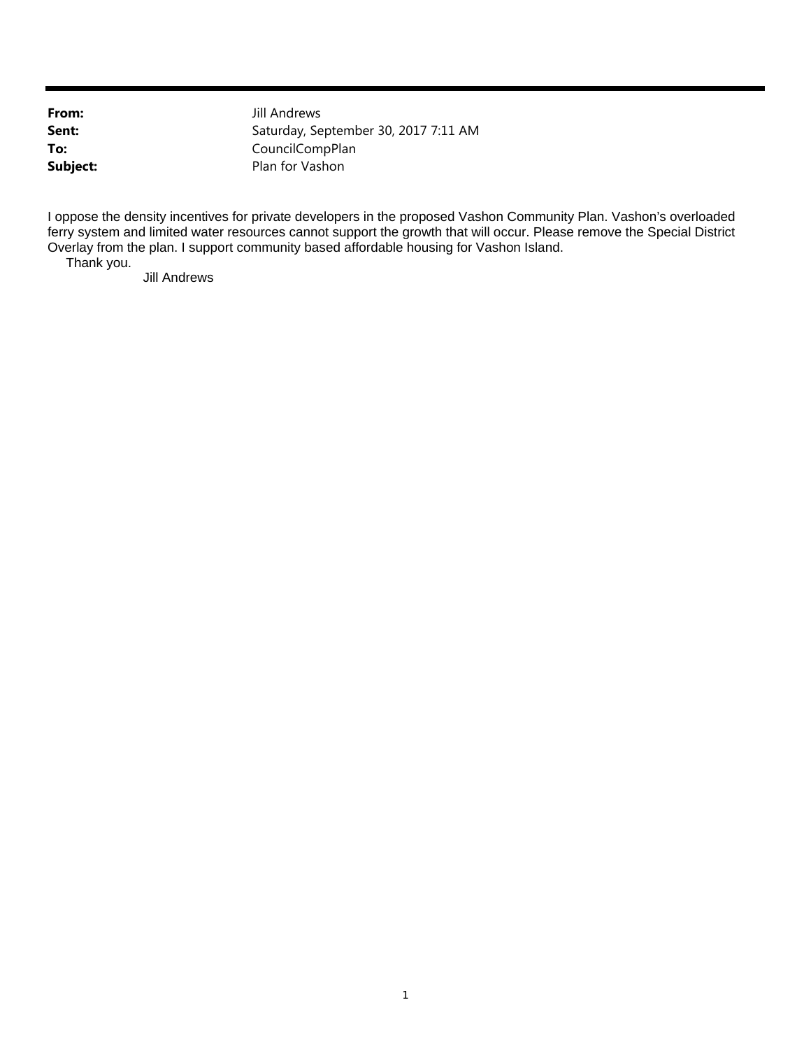**From:** Jill Andrews
**Sent:** Saturday, September 30, 2017 7:11 AM
**To:** CouncilCompPlan
**Subject:** Plan for Vashon

I oppose the density incentives for private developers in the proposed Vashon Community Plan. Vashon's overloaded ferry system and limited water resources cannot support the growth that will occur. Please remove the Special District Overlay from the plan. I support community based affordable housing for Vashon Island.

Thank you.

Jill Andrews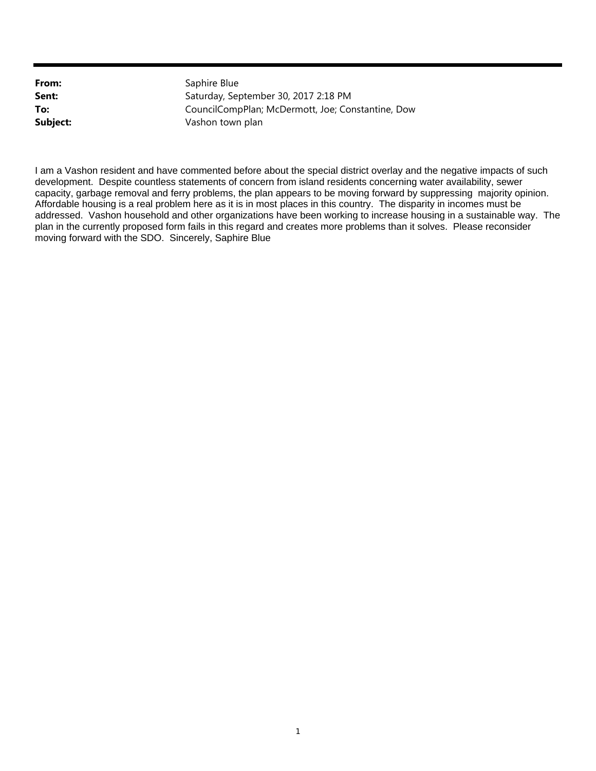**From:** Saphire Blue  
**Sent:** Saturday, September 30, 2017 2:18 PM  
**To:** CouncilCompPlan; McDermott, Joe; Constantine, Dow  
**Subject:** Vashon town plan

I am a Vashon resident and have commented before about the special district overlay and the negative impacts of such development. Despite countless statements of concern from island residents concerning water availability, sewer capacity, garbage removal and ferry problems, the plan appears to be moving forward by suppressing majority opinion. Affordable housing is a real problem here as it is in most places in this country. The disparity in incomes must be addressed. Vashon household and other organizations have been working to increase housing in a sustainable way. The plan in the currently proposed form fails in this regard and creates more problems than it solves. Please reconsider moving forward with the SDO. Sincerely, Saphire Blue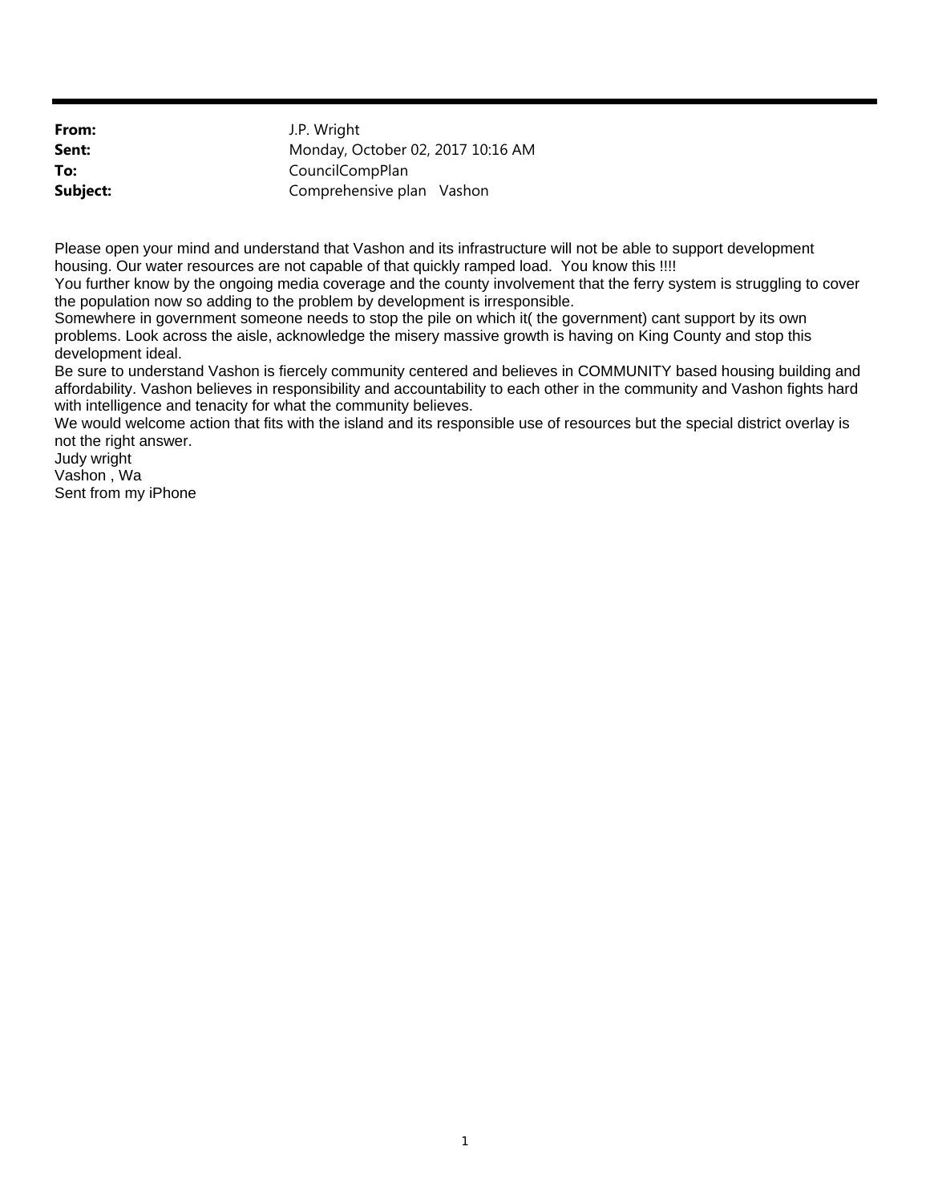**From:** J.P. Wright
**Sent:** Monday, October 02, 2017 10:16 AM
**To:** CouncilCompPlan
**Subject:** Comprehensive plan Vashon

Please open your mind and understand that Vashon and its infrastructure will not be able to support development housing. Our water resources are not capable of that quickly ramped load. You know this !!!!
You further know by the ongoing media coverage and the county involvement that the ferry system is struggling to cover the population now so adding to the problem by development is irresponsible.
Somewhere in government someone needs to stop the pile on which it( the government) cant support by its own problems. Look across the aisle, acknowledge the misery massive growth is having on King County and stop this development ideal.
Be sure to understand Vashon is fiercely community centered and believes in COMMUNITY based housing building and affordability. Vashon believes in responsibility and accountability to each other in the community and Vashon fights hard with intelligence and tenacity for what the community believes.
We would welcome action that fits with the island and its responsible use of resources but the special district overlay is not the right answer.
Judy wright
Vashon , Wa
Sent from my iPhone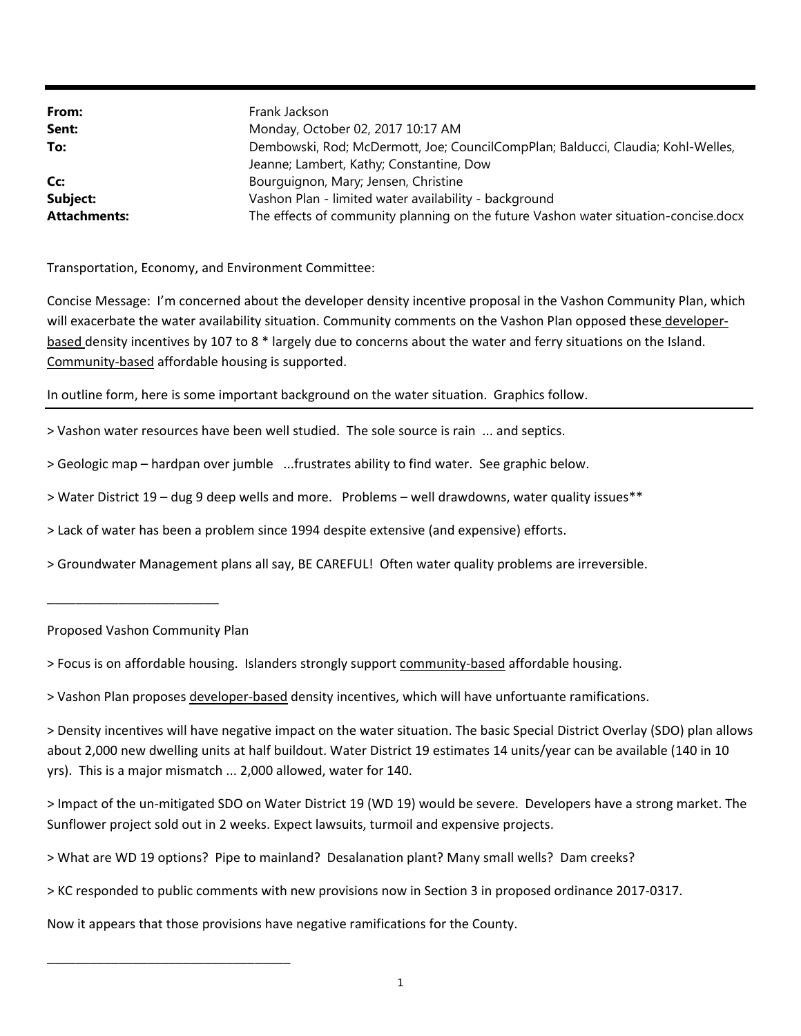| | |
|---|---|
| **From:** | Frank Jackson |
| **Sent:** | Monday, October 02, 2017 10:17 AM |
| **To:** | Dembowski, Rod; McDermott, Joe; CouncilCompPlan; Balducci, Claudia; Kohl-Welles, Jeanne; Lambert, Kathy; Constantine, Dow |
| **Cc:** | Bourguignon, Mary; Jensen, Christine |
| **Subject:** | Vashon Plan - limited water availability - background |
| **Attachments:** | The effects of community planning on the future Vashon water situation-concise.docx |

Transportation, Economy, and Environment Committee:

Concise Message: I'm concerned about the developer density incentive proposal in the Vashon Community Plan, which will exacerbate the water availability situation. Community comments on the Vashon Plan opposed these developer-based density incentives by 107 to 8 * largely due to concerns about the water and ferry situations on the Island. Community-based affordable housing is supported.

In outline form, here is some important background on the water situation. Graphics follow.

---

> Vashon water resources have been well studied. The sole source is rain ... and septics.

> Geologic map – hardpan over jumble ...frustrates ability to find water. See graphic below.

> Water District 19 – dug 9 deep wells and more. Problems – well drawdowns, water quality issues**

> Lack of water has been a problem since 1994 despite extensive (and expensive) efforts.

> Groundwater Management plans all say, BE CAREFUL! Often water quality problems are irreversible.

_________________________

Proposed Vashon Community Plan

> Focus is on affordable housing. Islanders strongly support community-based affordable housing.

> Vashon Plan proposes developer-based density incentives, which will have unfortuante ramifications.

> Density incentives will have negative impact on the water situation. The basic Special District Overlay (SDO) plan allows about 2,000 new dwelling units at half buildout. Water District 19 estimates 14 units/year can be available (140 in 10 yrs). This is a major mismatch ... 2,000 allowed, water for 140.

> Impact of the un-mitigated SDO on Water District 19 (WD 19) would be severe. Developers have a strong market. The Sunflower project sold out in 2 weeks. Expect lawsuits, turmoil and expensive projects.

> What are WD 19 options? Pipe to mainland? Desalanation plant? Many small wells? Dam creeks?

> KC responded to public comments with new provisions now in Section 3 in proposed ordinance 2017-0317.

Now it appears that those provisions have negative ramifications for the County.

____________________________________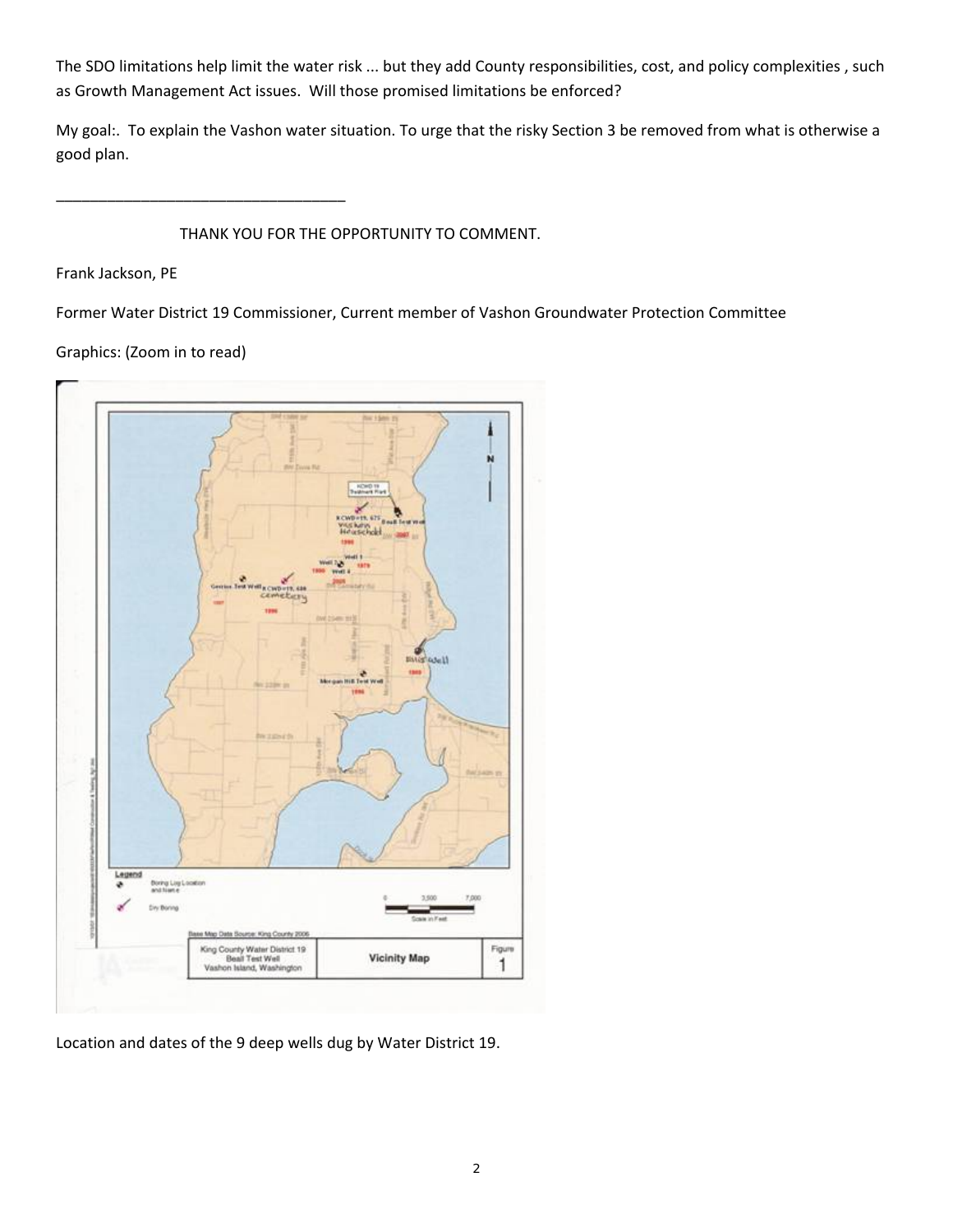The SDO limitations help limit the water risk ... but they add County responsibilities, cost, and policy complexities , such as Growth Management Act issues. Will those promised limitations be enforced?

My goal:. To explain the Vashon water situation. To urge that the risky Section 3 be removed from what is otherwise a good plan.

___________________________________

THANK YOU FOR THE OPPORTUNITY TO COMMENT.

Frank Jackson, PE

Former Water District 19 Commissioner, Current member of Vashon Groundwater Protection Committee

Graphics: (Zoom in to read)

Location and dates of the 9 deep wells dug by Water District 19.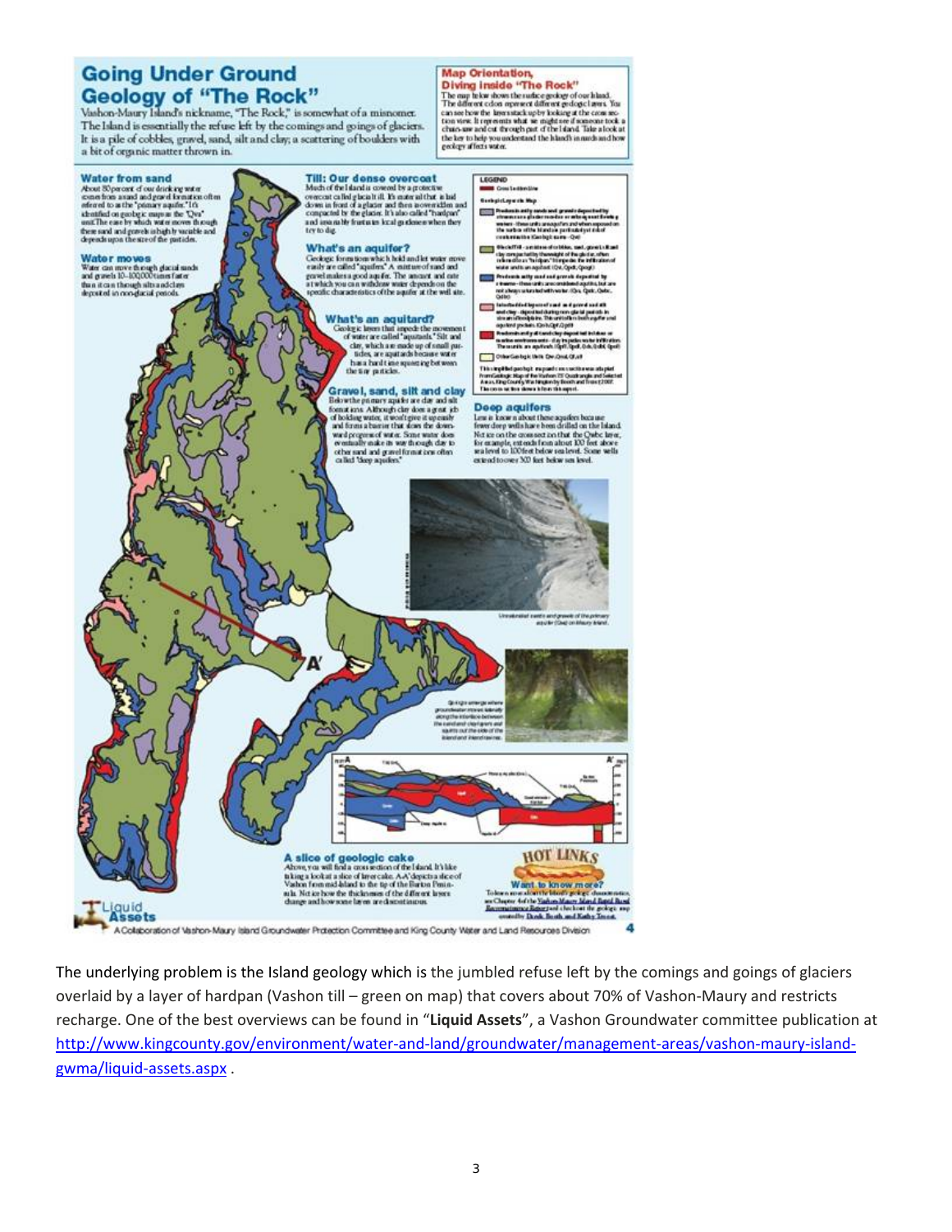# Going Under Ground Geology of "The Rock"

Vashon-Maury Island's nickname, "The Rock," is somewhat of a misnomer. The Island is essentially the refuse left by the comings and goings of glaciers. It is a pile of cobbles, gravel, sand, silt and clay; a scattering of boulders with a bit of organic matter thrown in.

### Map Orientation, Diving inside "The Rock"

The map below shows the surface geology of our Island. The different colors represent different geologic layers. You can see how the layers stack up by looking at the cross section view. It represents what we might see if someone took a chain-saw and cut through part of the Island. Take a look at the key to help you understand the Island's innards and how geology affects water.

### Water from sand

About 80 percent of our drinking water comes from a sand and gravel formation often referred to as the "primary aquifer." It's identified on geologic maps as the "Qva" unit. The ease by which water moves through these sand and gravels is highly variable and depends upon the size of the particles.

### Water moves

Water can move through glacial sands and gravels 10–100,000 times faster than it can through silts and clays deposited in non-glacial periods.

### Till: Our dense overcoat

Much of the Island is covered by a protective overcoat called glacial till. It's material that is laid down in front of a glacier and then is overridden and compacted by the glacier. It's also called "hardpan" and is a familiar frustration to local gardeners when they try to dig.

### What's an aquifer?

Geologic formations which hold and let water move easily are called "aquifers." A mixture of sand and gravel makes a good aquifer. The amount and rate at which you can withdraw water depends on the specific characteristics of the aquifer at the well site.

### What's an aquitard?

Geologic layers that impede the movement of water are called "aquitards." Silt and clay, which are made up of small particles, are aquitards because water has a hard time squeezing between the tiny particles.

### Gravel, sand, silt and clay

Below the primary aquifer are clay and silt formations. Although clay does a great job of holding water, it won't give it up easily and forms a barrier that slows the downward progress of water. Some water does eventually make its way through clay to other sand and gravel formations often called "deep aquifers."

### Deep aquifers

Less is known about these aquifers because fewer deep wells have been drilled on the Island. Notice on the cross section that the Qpfc layer, for example, extends from about 100 feet above sea level to 100 feet below sea level. Some wells extend to over 300 feet below sea level.

Unweathered sands and gravels of the primary aquifer (Qva) on Maury Island.

Springs emerge where groundwater moves laterally along the interface between the sand and clay layers and squirts out the side of the bluff.

### A slice of geologic cake

Above, you will find a cross section of the Island. It's like taking a look at a slice of layer cake. A-A' depicts a slice of Vashon from mid-Island to the tip of the Burton Peninsula. Notice how the thicknesses of the different layers change and how some layers are discontinuous.

### HOT LINKS

**Want to know more?** To learn more about the Island's geologic characteristics, see Chapter 4 of the Vashon-Maury Island Rapid Rural Reconnaissance Report and check out the geologic map created by Derek Booth and Kathy Troost.

A Collaboration of Vashon-Maury Island Groundwater Protection Committee and King County Water and Land Resources Division

The underlying problem is the Island geology which is the jumbled refuse left by the comings and goings of glaciers overlaid by a layer of hardpan (Vashon till – green on map) that covers about 70% of Vashon-Maury and restricts recharge. One of the best overviews can be found in "**Liquid Assets**", a Vashon Groundwater committee publication at http://www.kingcounty.gov/environment/water-and-land/groundwater/management-areas/vashon-maury-island-gwma/liquid-assets.aspx .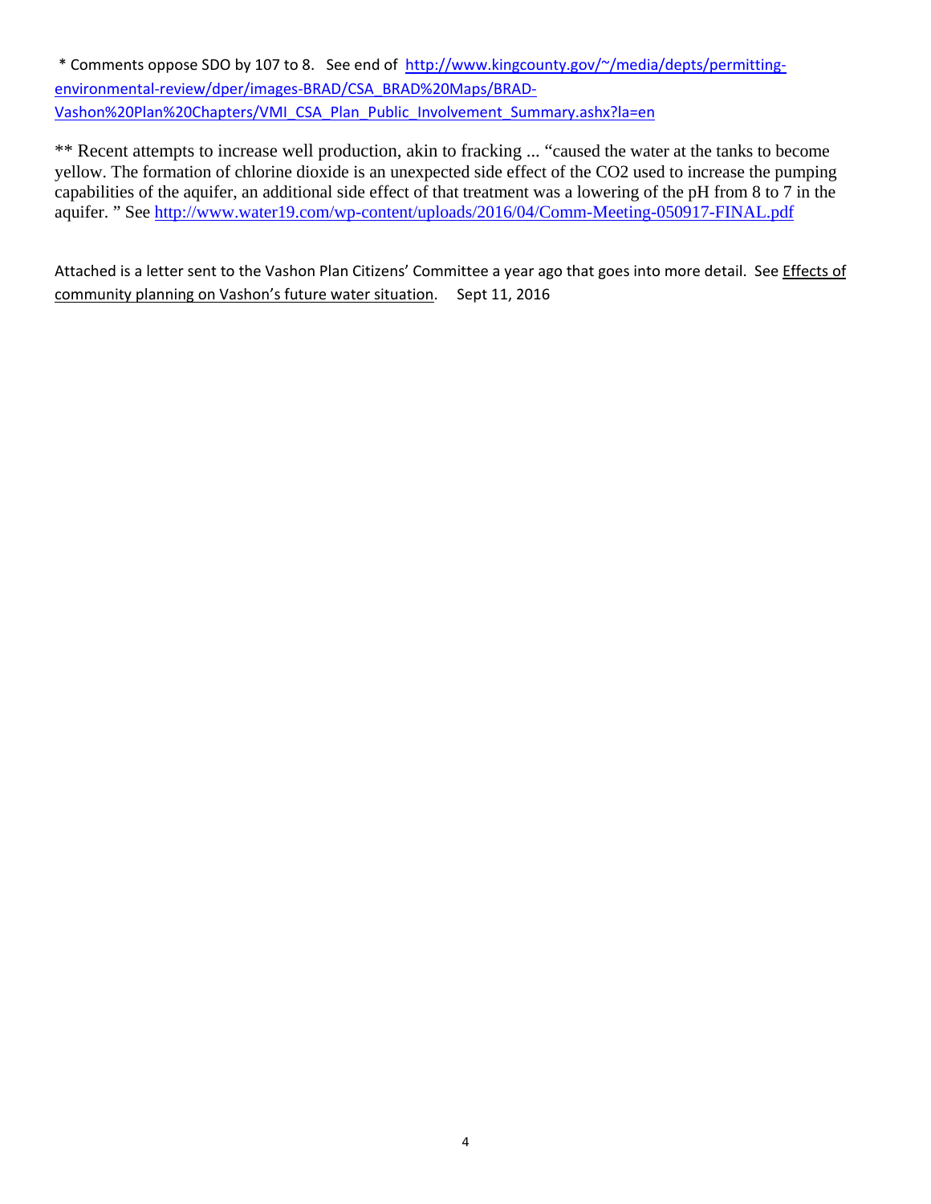* Comments oppose SDO by 107 to 8. See end of [http://www.kingcounty.gov/~/media/depts/permitting-environmental-review/dper/images-BRAD/CSA_BRAD%20Maps/BRAD-Vashon%20Plan%20Chapters/VMI_CSA_Plan_Public_Involvement_Summary.ashx?la=en](http://www.kingcounty.gov/~/media/depts/permitting-environmental-review/dper/images-BRAD/CSA_BRAD%20Maps/BRAD-Vashon%20Plan%20Chapters/VMI_CSA_Plan_Public_Involvement_Summary.ashx?la=en)

** Recent attempts to increase well production, akin to fracking ... "caused the water at the tanks to become yellow. The formation of chlorine dioxide is an unexpected side effect of the $CO_2$ used to increase the pumping capabilities of the aquifer, an additional side effect of that treatment was a lowering of the pH from 8 to 7 in the aquifer. " See [http://www.water19.com/wp-content/uploads/2016/04/Comm-Meeting-050917-FINAL.pdf](http://www.water19.com/wp-content/uploads/2016/04/Comm-Meeting-050917-FINAL.pdf)

Attached is a letter sent to the Vashon Plan Citizens' Committee a year ago that goes into more detail. See Effects of community planning on Vashon's future water situation. Sept 11, 2016